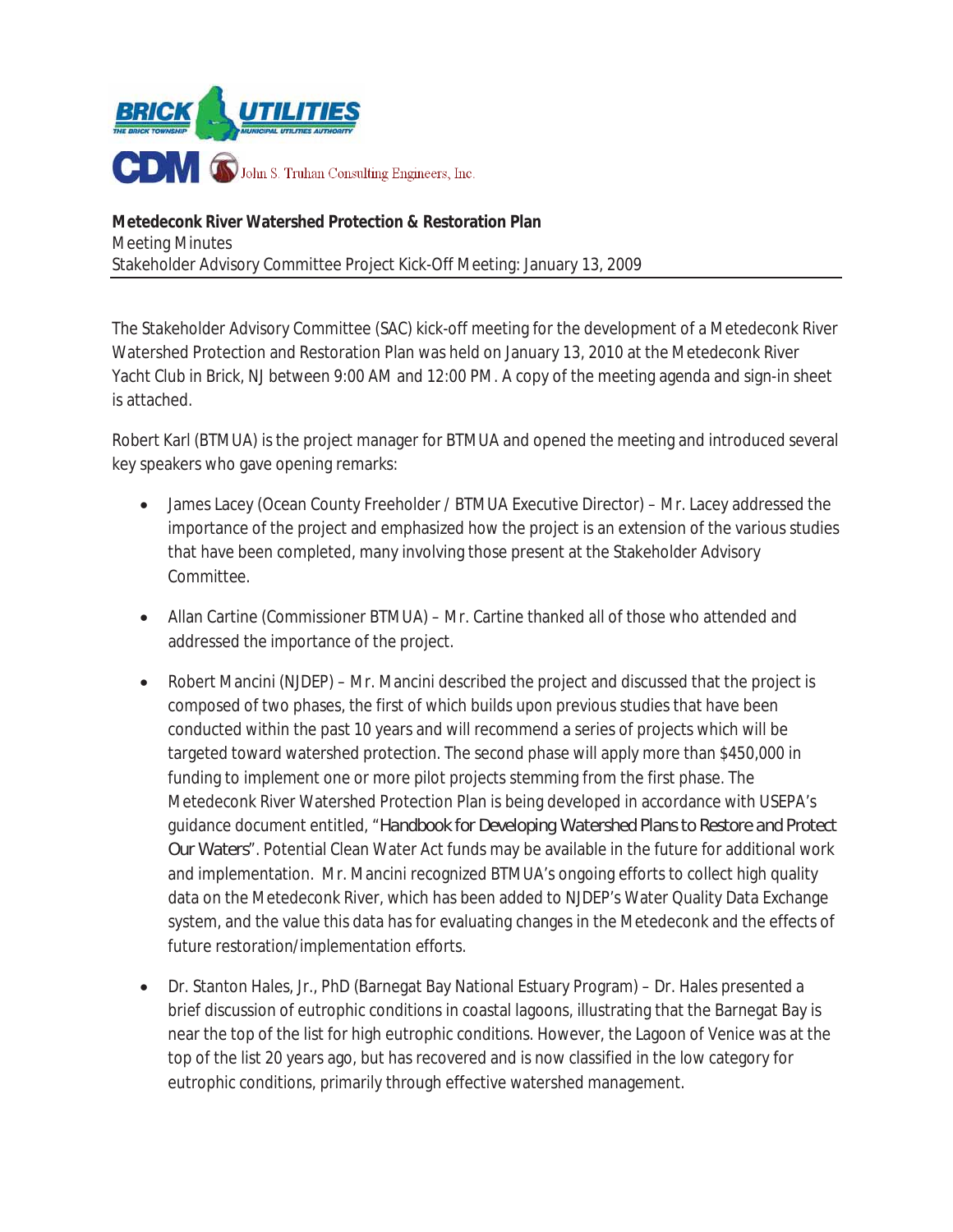BRICK UTILITIES
THE BRICK TOWNSHIP MUNICIPAL UTILITIES AUTHORITY

CDM John S. Truhan Consulting Engineers, Inc.

**Metedeconk River Watershed Protection & Restoration Plan**
Meeting Minutes
Stakeholder Advisory Committee Project Kick-Off Meeting: January 13, 2009

The Stakeholder Advisory Committee (SAC) kick-off meeting for the development of a Metedeconk River Watershed Protection and Restoration Plan was held on January 13, 2010 at the Metedeconk River Yacht Club in Brick, NJ between 9:00 AM and 12:00 PM. A copy of the meeting agenda and sign-in sheet is attached.

Robert Karl (BTMUA) is the project manager for BTMUA and opened the meeting and introduced several key speakers who gave opening remarks:

- James Lacey (Ocean County Freeholder / BTMUA Executive Director) – Mr. Lacey addressed the importance of the project and emphasized how the project is an extension of the various studies that have been completed, many involving those present at the Stakeholder Advisory Committee.

- Allan Cartine (Commissioner BTMUA) – Mr. Cartine thanked all of those who attended and addressed the importance of the project.

- Robert Mancini (NJDEP) – Mr. Mancini described the project and discussed that the project is composed of two phases, the first of which builds upon previous studies that have been conducted within the past 10 years and will recommend a series of projects which will be targeted toward watershed protection. The second phase will apply more than $450,000 in funding to implement one or more pilot projects stemming from the first phase. The Metedeconk River Watershed Protection Plan is being developed in accordance with USEPA's guidance document entitled, "*Handbook for Developing Watershed Plans to Restore and Protect Our Waters*". Potential Clean Water Act funds may be available in the future for additional work and implementation. Mr. Mancini recognized BTMUA's ongoing efforts to collect high quality data on the Metedeconk River, which has been added to NJDEP's Water Quality Data Exchange system, and the value this data has for evaluating changes in the Metedeconk and the effects of future restoration/implementation efforts.

- Dr. Stanton Hales, Jr., PhD (Barnegat Bay National Estuary Program) – Dr. Hales presented a brief discussion of eutrophic conditions in coastal lagoons, illustrating that the Barnegat Bay is near the top of the list for high eutrophic conditions. However, the Lagoon of Venice was at the top of the list 20 years ago, but has recovered and is now classified in the low category for eutrophic conditions, primarily through effective watershed management.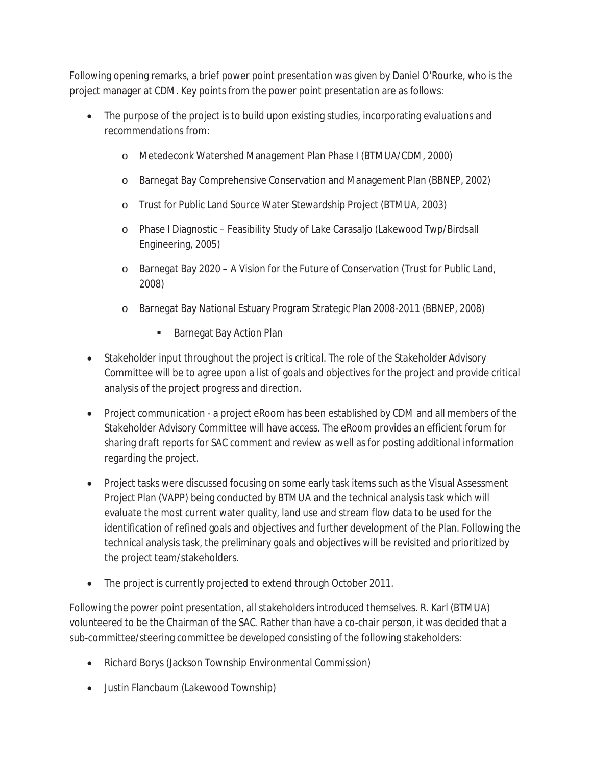Following opening remarks, a brief power point presentation was given by Daniel O'Rourke, who is the project manager at CDM. Key points from the power point presentation are as follows:

- The purpose of the project is to build upon existing studies, incorporating evaluations and recommendations from:
  - Metedeconk Watershed Management Plan Phase I (BTMUA/CDM, 2000)
  - Barnegat Bay Comprehensive Conservation and Management Plan (BBNEP, 2002)
  - Trust for Public Land Source Water Stewardship Project (BTMUA, 2003)
  - Phase I Diagnostic – Feasibility Study of Lake Carasaljo (Lakewood Twp/Birdsall Engineering, 2005)
  - Barnegat Bay 2020 – A Vision for the Future of Conservation (Trust for Public Land, 2008)
  - Barnegat Bay National Estuary Program Strategic Plan 2008-2011 (BBNEP, 2008)
    - Barnegat Bay Action Plan
- Stakeholder input throughout the project is critical. The role of the Stakeholder Advisory Committee will be to agree upon a list of goals and objectives for the project and provide critical analysis of the project progress and direction.
- Project communication - a project eRoom has been established by CDM and all members of the Stakeholder Advisory Committee will have access. The eRoom provides an efficient forum for sharing draft reports for SAC comment and review as well as for posting additional information regarding the project.
- Project tasks were discussed focusing on some early task items such as the Visual Assessment Project Plan (VAPP) being conducted by BTMUA and the technical analysis task which will evaluate the most current water quality, land use and stream flow data to be used for the identification of refined goals and objectives and further development of the Plan. Following the technical analysis task, the preliminary goals and objectives will be revisited and prioritized by the project team/stakeholders.
- The project is currently projected to extend through October 2011.

Following the power point presentation, all stakeholders introduced themselves. R. Karl (BTMUA) volunteered to be the Chairman of the SAC. Rather than have a co-chair person, it was decided that a sub-committee/steering committee be developed consisting of the following stakeholders:

- Richard Borys (Jackson Township Environmental Commission)
- Justin Flancbaum (Lakewood Township)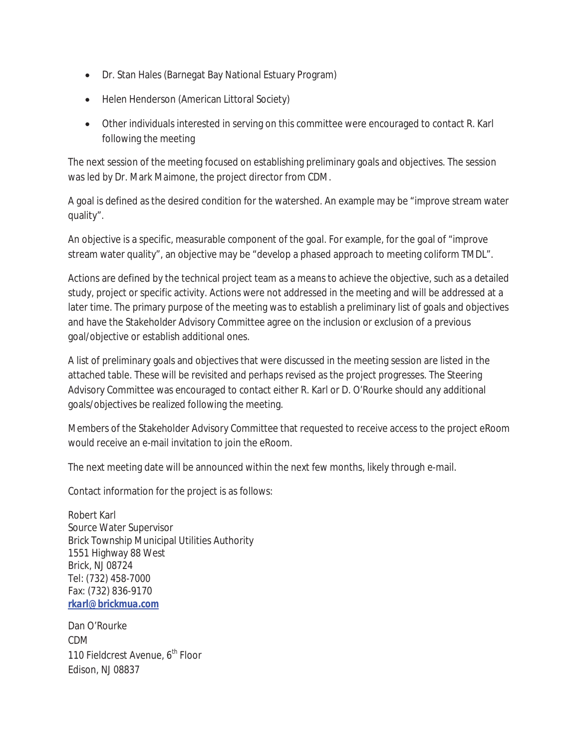- Dr. Stan Hales (Barnegat Bay National Estuary Program)
- Helen Henderson (American Littoral Society)
- Other individuals interested in serving on this committee were encouraged to contact R. Karl following the meeting

The next session of the meeting focused on establishing preliminary goals and objectives. The session was led by Dr. Mark Maimone, the project director from CDM.

A goal is defined as the desired condition for the watershed. An example may be "improve stream water quality".

An objective is a specific, measurable component of the goal. For example, for the goal of "improve stream water quality", an objective may be "develop a phased approach to meeting coliform TMDL".

Actions are defined by the technical project team as a means to achieve the objective, such as a detailed study, project or specific activity. Actions were not addressed in the meeting and will be addressed at a later time. The primary purpose of the meeting was to establish a preliminary list of goals and objectives and have the Stakeholder Advisory Committee agree on the inclusion or exclusion of a previous goal/objective or establish additional ones.

A list of preliminary goals and objectives that were discussed in the meeting session are listed in the attached table. These will be revisited and perhaps revised as the project progresses. The Steering Advisory Committee was encouraged to contact either R. Karl or D. O'Rourke should any additional goals/objectives be realized following the meeting.

Members of the Stakeholder Advisory Committee that requested to receive access to the project eRoom would receive an e-mail invitation to join the eRoom.

The next meeting date will be announced within the next few months, likely through e-mail.

Contact information for the project is as follows:

Robert Karl
Source Water Supervisor
Brick Township Municipal Utilities Authority
1551 Highway 88 West
Brick, NJ 08724
Tel: (732) 458-7000
Fax: (732) 836-9170
**rkarl@brickmua.com**

Dan O'Rourke
CDM
110 Fieldcrest Avenue, 6th Floor
Edison, NJ 08837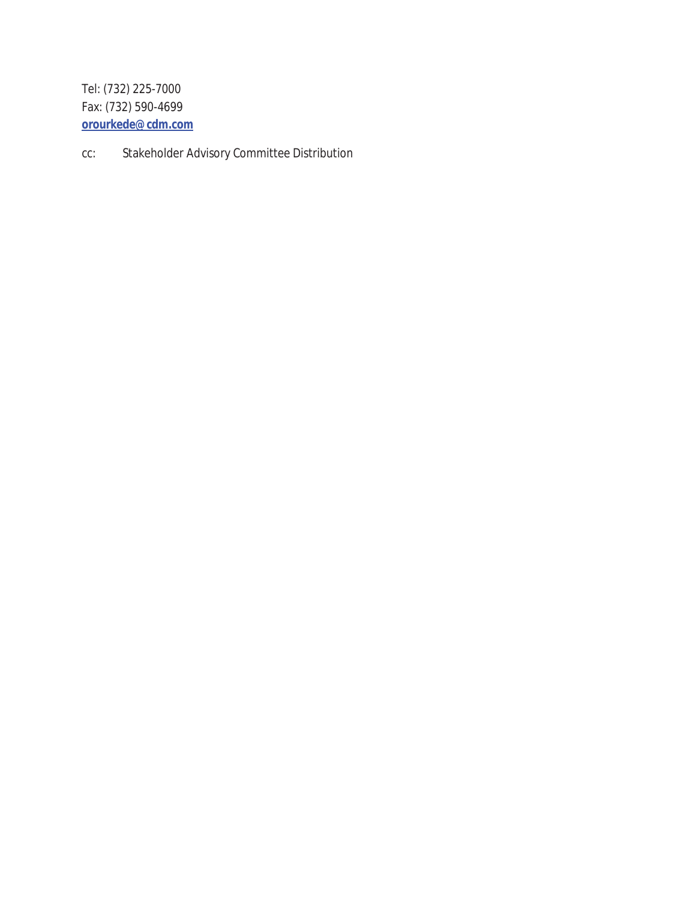Tel: (732) 225-7000
Fax: (732) 590-4699
**orourkede@cdm.com**

cc: Stakeholder Advisory Committee Distribution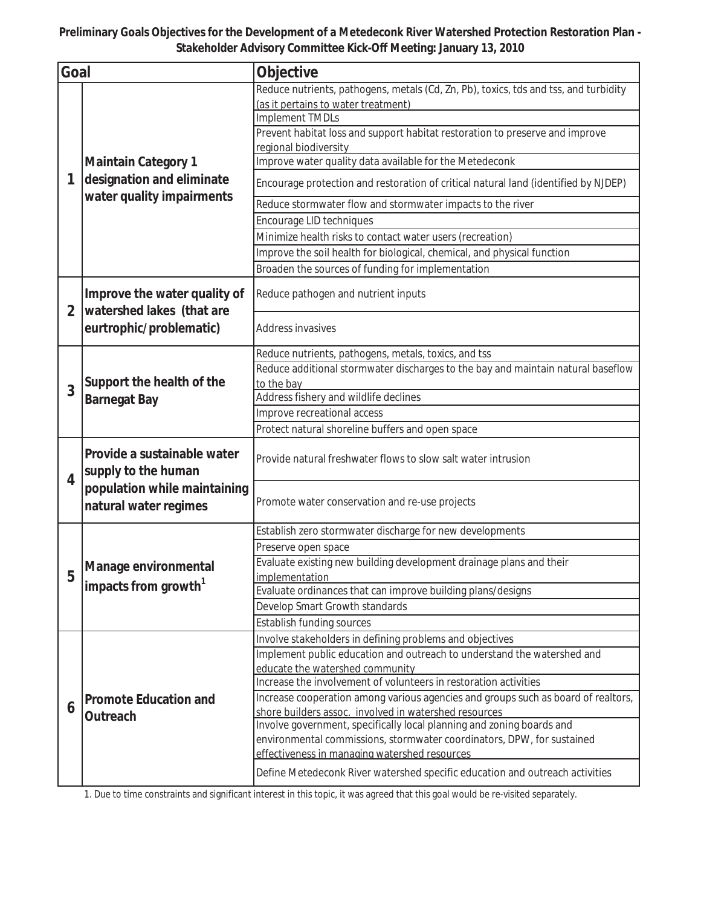**Preliminary Goals Objectives for the Development of a Metedeconk River Watershed Protection Restoration Plan - Stakeholder Advisory Committee Kick-Off Meeting: January 13, 2010**

| | Goal | Objective |
|---|---|---|
| 1 | Maintain Category 1 designation and eliminate water quality impairments | Reduce nutrients, pathogens, metals (Cd, Zn, Pb), toxics, tds and tss, and turbidity (as it pertains to water treatment) |
| | | Implement TMDLs |
| | | Prevent habitat loss and support habitat restoration to preserve and improve regional biodiversity |
| | | Improve water quality data available for the Metedeconk |
| | | Encourage protection and restoration of critical natural land (identified by NJDEP) |
| | | Reduce stormwater flow and stormwater impacts to the river |
| | | Encourage LID techniques |
| | | Minimize health risks to contact water users (recreation) |
| | | Improve the soil health for biological, chemical, and physical function |
| | | Broaden the sources of funding for implementation |
| 2 | Improve the water quality of watershed lakes (that are eurtrophic/problematic) | Reduce pathogen and nutrient inputs |
| | | Address invasives |
| 3 | Support the health of the Barnegat Bay | Reduce nutrients, pathogens, metals, toxics, and tss |
| | | Reduce additional stormwater discharges to the bay and maintain natural baseflow to the bay |
| | | Address fishery and wildlife declines |
| | | Improve recreational access |
| | | Protect natural shoreline buffers and open space |
| 4 | Provide a sustainable water supply to the human population while maintaining natural water regimes | Provide natural freshwater flows to slow salt water intrusion |
| | | Promote water conservation and re-use projects |
| 5 | Manage environmental impacts from growth[1] | Establish zero stormwater discharge for new developments |
| | | Preserve open space |
| | | Evaluate existing new building development drainage plans and their implementation |
| | | Evaluate ordinances that can improve building plans/designs |
| | | Develop Smart Growth standards |
| | | Establish funding sources |
| 6 | Promote Education and Outreach | Involve stakeholders in defining problems and objectives |
| | | Implement public education and outreach to understand the watershed and educate the watershed community |
| | | Increase the involvement of volunteers in restoration activities |
| | | Increase cooperation among various agencies and groups such as board of realtors, shore builders assoc. involved in watershed resources |
| | | Involve government, specifically local planning and zoning boards and environmental commissions, stormwater coordinators, DPW, for sustained effectiveness in managing watershed resources |
| | | Define Metedeconk River watershed specific education and outreach activities |

1. Due to time constraints and significant interest in this topic, it was agreed that this goal would be re-visited separately.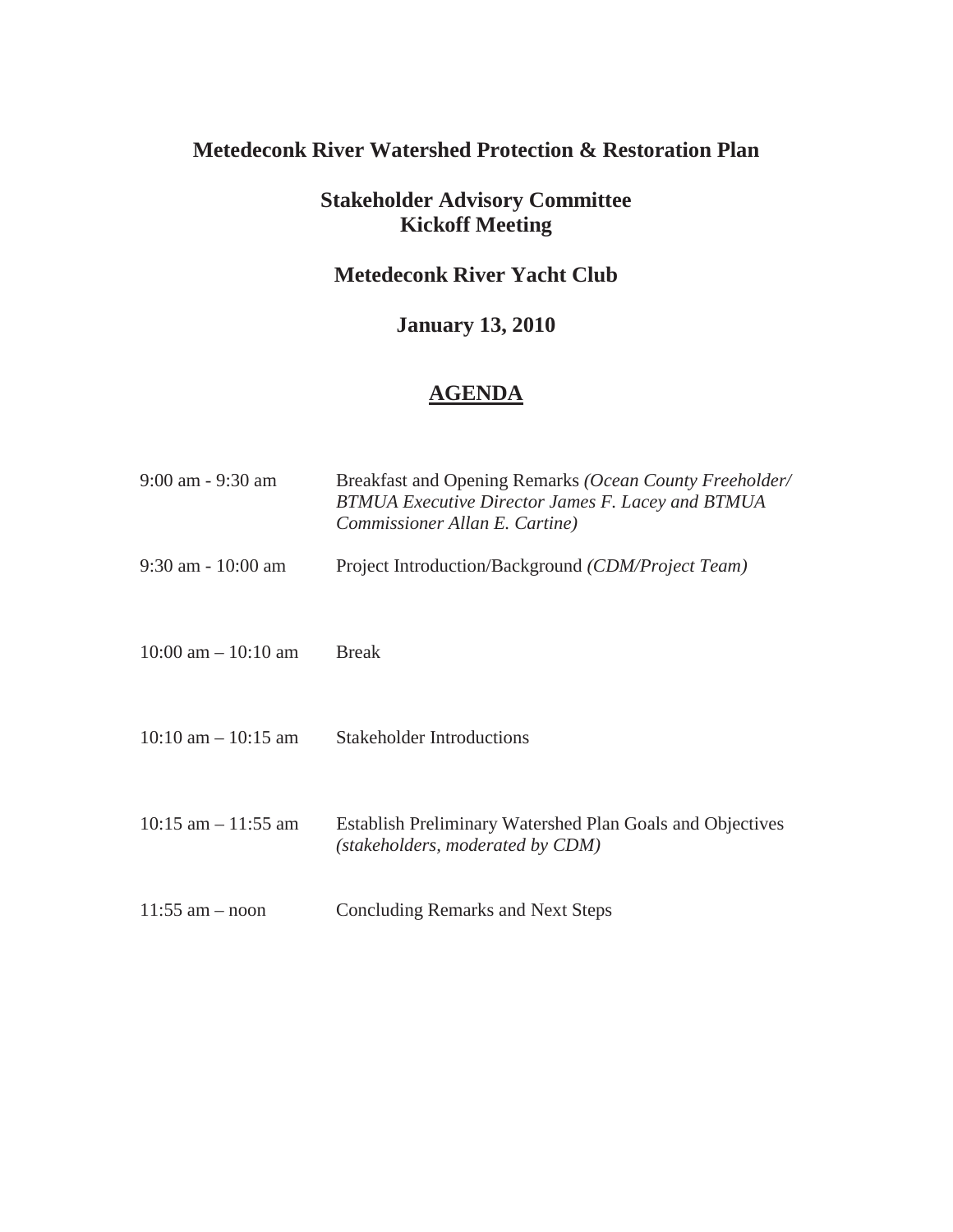**Metedeconk River Watershed Protection & Restoration Plan**

**Stakeholder Advisory Committee**
**Kickoff Meeting**

**Metedeconk River Yacht Club**

**January 13, 2010**

## <u>AGENDA</u>

| | |
|---|---|
| 9:00 am - 9:30 am | Breakfast and Opening Remarks *(Ocean County Freeholder/ BTMUA Executive Director James F. Lacey and BTMUA Commissioner Allan E. Cartine)* |
| 9:30 am - 10:00 am | Project Introduction/Background *(CDM/Project Team)* |
| 10:00 am – 10:10 am | Break |
| 10:10 am – 10:15 am | Stakeholder Introductions |
| 10:15 am – 11:55 am | Establish Preliminary Watershed Plan Goals and Objectives *(stakeholders, moderated by CDM)* |
| 11:55 am – noon | Concluding Remarks and Next Steps |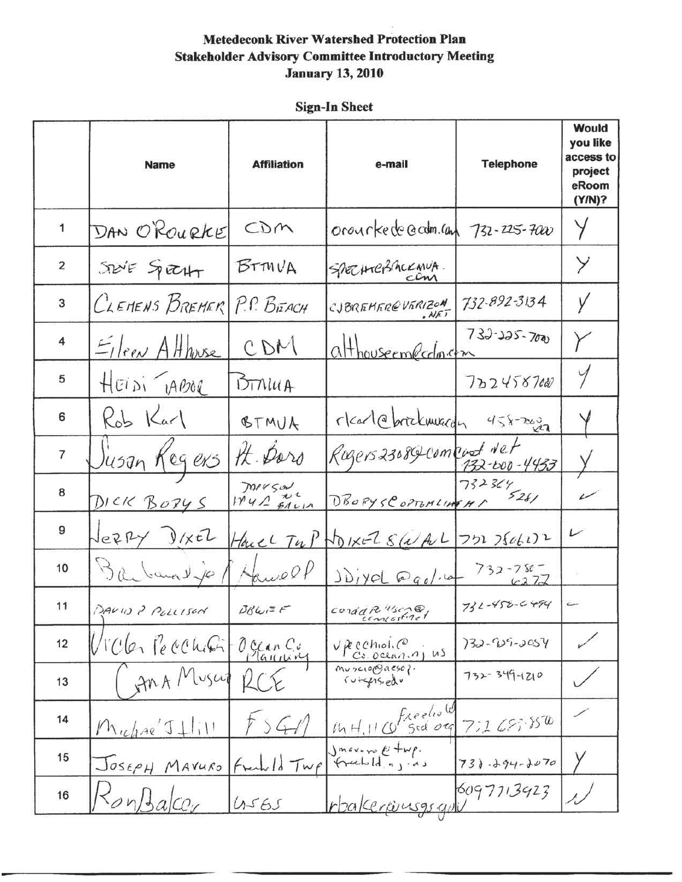**Metedeconk River Watershed Protection Plan**
**Stakeholder Advisory Committee Introductory Meeting**
**January 13, 2010**

**Sign-In Sheet**

| | Name | Affiliation | e-mail | Telephone | Would you like access to project eRoom (Y/N)? |
|---|---|---|---|---|---|
| 1 | DAN O'ROURKE | CDM | orourkede@cdm.com | 732-225-7000 | Y |
| 2 | STEVE SPECHT | BTMUA | SPECHTE@BTMUA.COM | | Y |
| 3 | CLEMENS BREMER | P.P. BEACH | CJBREMER@VERIZON.NET | 732-892-3134 | Y |
| 4 | Eileen Althouse | CDM | althouseem@cdm.com | 732-225-7000 | Y |
| 5 | HEIDI TABOR | BTMUA | | 7324587000 | Y |
| 6 | Rob Karl | BTMUA | rkarl@brickmua.com | 458-7000 x27 | Y |
| 7 | Susan Rogers | Pt. Boro | Rogers2308@comcast.net | 732-000-4433 | Y |
| 8 | DICK BOBYS | JACKSON MUA BASIN | DBOBYS@OPTONLINE.NET | 732364 5281 | ✓ |
| 9 | Jerry Dixel | Howell Twp | JDIXEL8@AOL | 732 7806272 | ✓ |
| 10 | Barbara Dixel | Howell | JDixel@aol.com | 732-780-6272 | |
| 11 | DAVID P POLLISON | BBWEF | conddp@llison@comcast.net | 732-458-6494 | – |
| 12 | Victor Pecchioli | Ocean Co. Planning | vpecchioli@co.ocean.nj.us | 732-929-2054 | ✓ |
| 13 | Dana Muscio | RCE | muscio@aesop.rutgers.edu | 732-349-1210 | ✓ |
| 14 | Michael J Hill | FSGA | MHill@freeholdsca.org | 732 683-8550 | ✓ |
| 15 | JOSEPH MAVURO | Freehold Twp | Jmavuro@twp.freehold.nj.us | 732-294-2070 | Y |
| 16 | Ron Baker | USGS | rbaker@usgs.gov | 6097713923 | ✓ |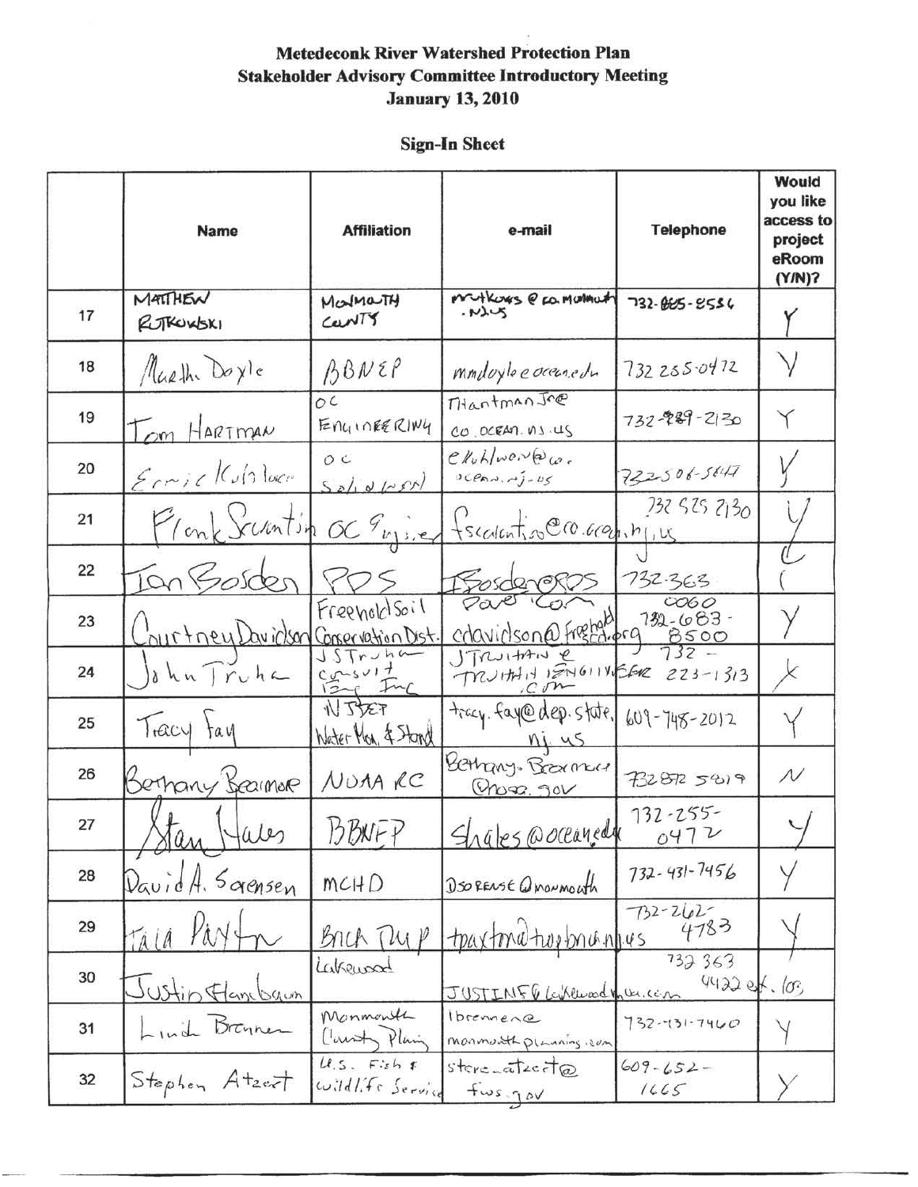**Metedeconk River Watershed Protection Plan**
**Stakeholder Advisory Committee Introductory Meeting**
**January 13, 2010**

## Sign-In Sheet

| | Name | Affiliation | e-mail | Telephone | Would you like access to project eRoom (Y/N)? |
|---|---|---|---|---|---|
| 17 | MATTHEW RUTKOWSKI | MONMOUTH COUNTY | mrutkows@co.monmouth.nj.us | 732-885-8556 | Y |
| 18 | Martha Doyle | BBNEP | mmdoyle@ocean.edu | 732 255-0472 | Y |
| 19 | Tom HARTMAN | OC ENGINEERING | THartmanJr@co.ocean.nj.us | 732-929-2130 | Y |
| 20 | Ernie Kuhlwein | OC Solid Waste | ekuhlwein@co.ocean.nj.us | 732-506-5047 | Y |
| 21 | Frank Scarantino | OC Engineer | fscarantino@co.ocean.nj.us | 732 929 2130 | Y |
| 22 | Ian Borden | PPS | IBorden@PPS pave.com | 732-363-0060 | Y |
| 23 | Courtney Davidson | Freehold Soil Conservation Dist. | cdavidson@freeholdscd.org | 732-683-8500 | Y |
| 24 | John Truhan | J S Truhan Consult Eng Inc | JTruhan@truhanengineer.com | 732-223-1313 | X |
| 25 | Tracy Fay | NJDEP Water Mon. & Stand | tracy.fay@dep.state.nj.us | 609-748-2012 | Y |
| 26 | Bethany Bearmore | NOAA RC | Bethany.Bearmore@noaa.gov | 732 872 5819 | N |
| 27 | Stan Hales | BBNEP | Shales@ocean.edu | 732-255-0472 | Y |
| 28 | David A. Sorensen | MCHD | DSORENSE@monmouth | 732-431-7456 | Y |
| 29 | Tara Paxton | Brick Twp | tpaxton@twp.brick.nj.us | 732-262-4783 | Y |
| 30 | Justin Flancbaum | Lakewood | JUSTINF@lakewoodnj.com | 732 363 4422 ext. 103 | |
| 31 | Linda Brennen | Monmouth County Planning | lbrennen@monmouthplanning.com | 732-431-7460 | Y |
| 32 | Stephen Atzert | U.S. Fish & Wildlife Service | steve_atzert@fws.gov | 609-652-1665 | Y |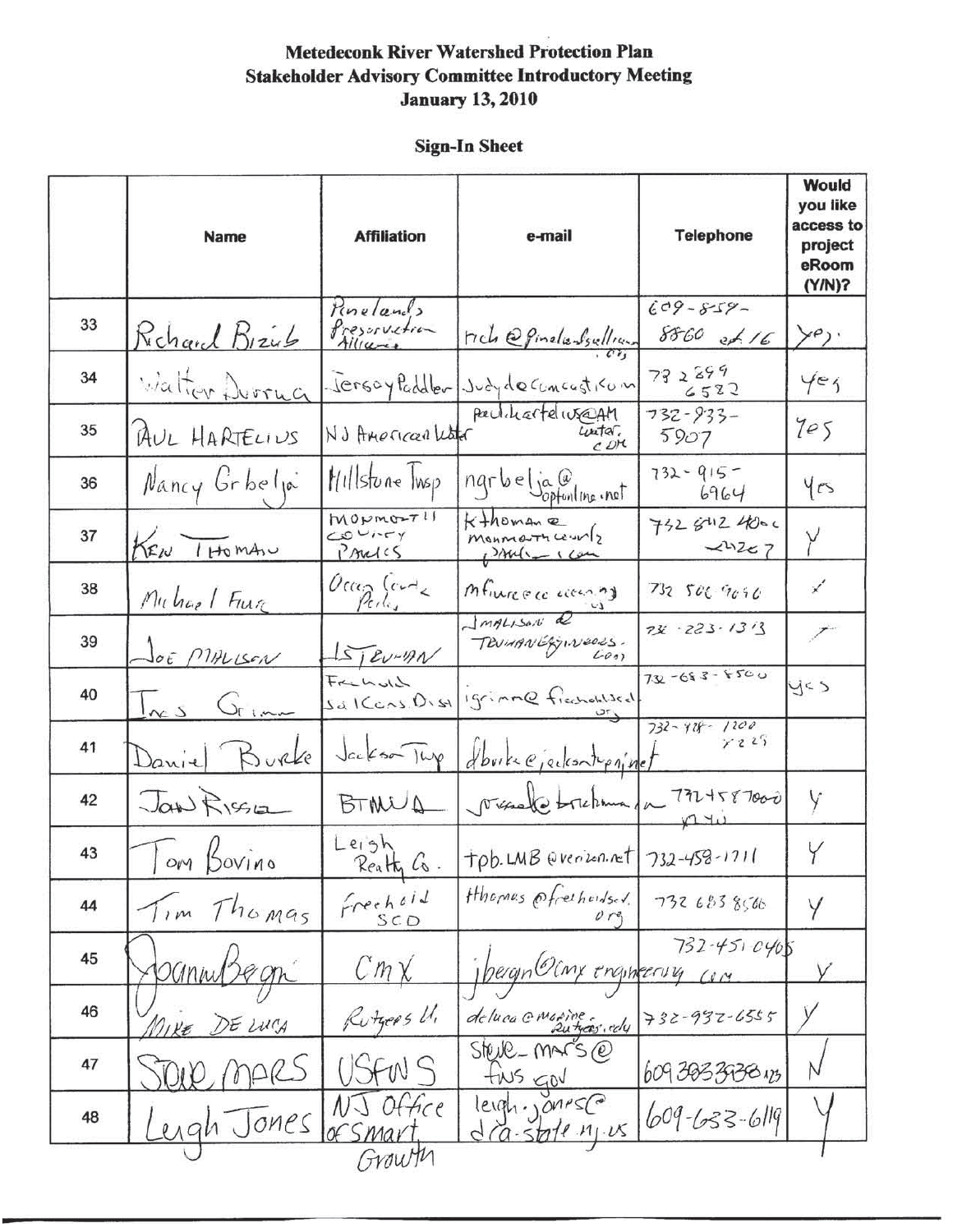**Metedeconk River Watershed Protection Plan**
**Stakeholder Advisory Committee Introductory Meeting**
**January 13, 2010**

**Sign-In Sheet**

| | Name | Affiliation | e-mail | Telephone | Would you like access to project eRoom (Y/N)? |
|---|---|---|---|---|---|
| 33 | Richard Bizub | Pinelands Preservation Alliance | rich@pinelandsalliance.org | 609-859-8860 ext 16 | yes. |
| 34 | Walter Dorrua | Jersey Paddler | Judydoc@comcast.com | 732 299 6582 | yes |
| 35 | PAUL HARTELIUS | NJ American Water | paul.hartelius@AMwater.com | 732-933-5907 | Yes |
| 36 | Nancy Grbelja | Hillstone Twsp | ngrbelja@optonline.net | 732-915-6964 | Yes |
| 37 | KEN THOMAS | MONMOUTH COUNTY PARKS | kthomas@monmouthcountyparks.com | 732 842 4000 x4267 | Y |
| 38 | Michael Fiure | Ocean County Parks | mfiure@co.ocean.nj.us | 732 506 9090 | ✓ |
| 39 | JOE MALISON | T&M/TEUMAN | JMALISON@TEUMANENGINEERS.COM | 732-223-1313 | ✓ |
| 40 | Ines Grimm | Freehold Soil Cons. Dist | igrimm@freeholdscd.org | 732-683-8500 | yes |
| 41 | Daniel Burke | Jackson Twp | dburke@jacksontwpnj.net | 732-928-1200 x225 | |
| 42 | Jan Rissa | BTMUA | jrissa@btmua.com | 732 458 7000 x 40 | Y |
| 43 | Tom Bovino | Leigh Realty Co. | tpb.LMB@verizon.net | 732-458-1711 | Y |
| 44 | Tim Thomas | Freehold SCD | tthomas@freeholdscd.org | 732 683 8500 | Y |
| 45 | Joann Bergn | CMX | jbergn@cmxengineering.com | 732-451-0405 | Y |
| 46 | MIKE DE LUCA | Rutgers U. | deluca@marine.rutgers.edu | 732-932-6555 | Y |
| 47 | STEVE MARS | USFWS | steve_mars@fws.gov | 609 383 3938 x23 | N |
| 48 | Leigh Jones | NJ Office of Smart Growth | leigh.jones@dca.state.nj.us | 609-633-6119 | Y |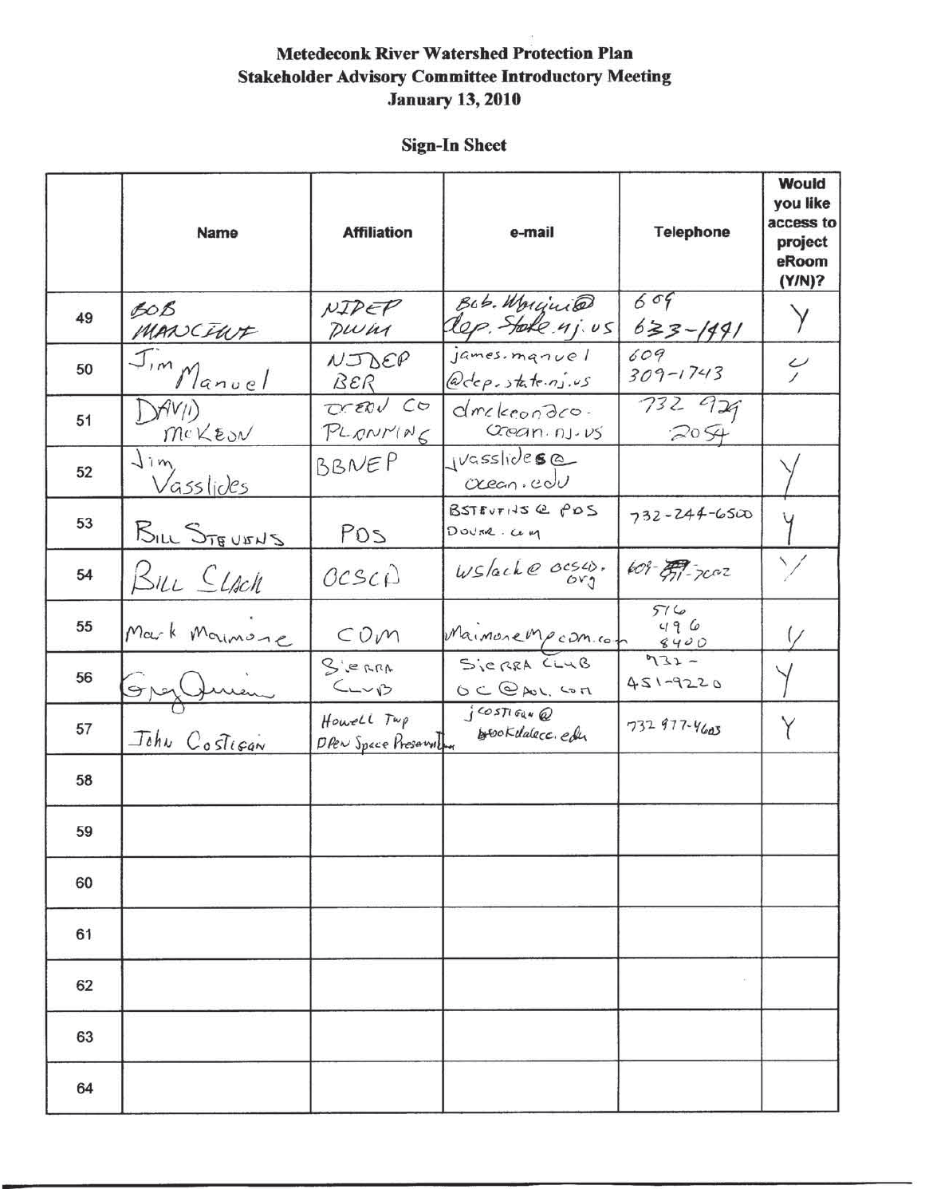**Metedeconk River Watershed Protection Plan**
**Stakeholder Advisory Committee Introductory Meeting**
**January 13, 2010**

**Sign-In Sheet**

| | Name | Affiliation | e-mail | Telephone | Would you like access to project eRoom (Y/N)? |
|---|---|---|---|---|---|
| 49 | BOB MANCINI | NJDEP DWM | Bob.Mancini@dep.state.nj.us | 609 633-1441 | Y |
| 50 | Jim Manuel | NJDEP BER | james.manuel@dep.state.nj.us | 609 309-1743 | Y |
| 51 | DAVID McKEON | OCEAN CO PLANNING | dmckeon@co.ocean.nj.us | 732 929 2054 | |
| 52 | Jim Vasslides | BBNEP | jvasslides@ocean.edu | | Y |
| 53 | BILL STEVENS | PDS | BSTEVENS@PDSDOVER.COM | 732-244-6500 | Y |
| 54 | BILL SLACK | OCSCD | wslack@ocscd.org | 609-971-7002 | Y |
| 55 | Mark Maimone | CDM | MaimoneM@cdm.com | 516 496 8400 | Y |
| 56 | Greg Quinn | SIERRA CLUB | SIERRA CLUB OC@AOL.COM | 732-451-9220 | Y |
| 57 | John Costigan | Howell Twp Open Space Preservation | jcostigan@brookdalecc.edu | 732 977-4603 | Y |
| 58 | | | | | |
| 59 | | | | | |
| 60 | | | | | |
| 61 | | | | | |
| 62 | | | | | |
| 63 | | | | | |
| 64 | | | | | |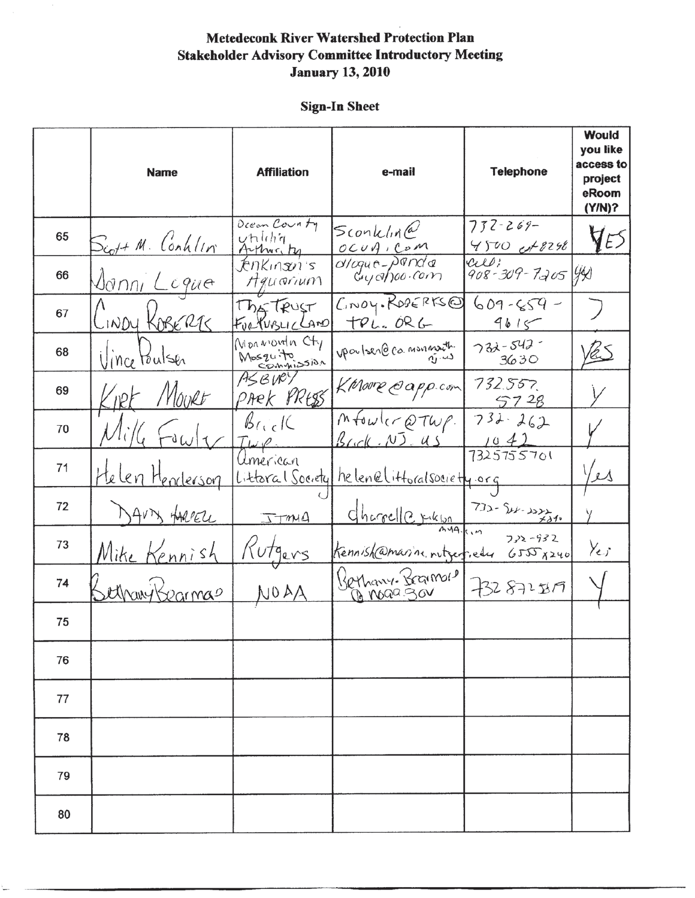**Metedeconk River Watershed Protection Plan**
**Stakeholder Advisory Committee Introductory Meeting**
**January 13, 2010**

**Sign-In Sheet**

| | Name | Affiliation | e-mail | Telephone | Would you like access to project eRoom (Y/N)? |
|---|---|---|---|---|---|
| 65 | Scott M. Conklin | Ocean County Utilities Authority | Sconklin@ocua.com | 732-269-4500 ext 8298 | YES |
| 66 | Danni Logue | Jenkinson's Aquarium | dlogue_panda@yahoo.com | cell: 908-309-7205 | yes |
| 67 | CINDY ROBERTS | The TRUST FOR PUBLIC LAND | CINDY.ROBERTS@TPL.ORG | 609-859-9615 | |
| 68 | Vince Poulsen | Monmouth Cty Mosquito Commission | vpoulsen@co.monmouth.nj.us | 732-542-3630 | YES |
| 69 | KIRK MOORE | ASBURY PARK PRESS | KMoore@app.com | 732.557.5728 | Y |
| 70 | Mike Fowler | Brick Twp. | mfowler@TWP.Brick.NJ.US | 732-262-1042 | Y |
| 71 | Helen Henderson | American Littoral Society | helen@littoralsociety.org | 7325755701 | Yes |
| 72 | DAVID HARRELL | JTMUA | dharrell@jacksonmua.com | 732-928-2222 x240 | Y |
| 73 | Mike Kennish | Rutgers | kennish@marine.rutgers.edu | 732-932-6555 x240 | Yes |
| 74 | Bethany Bearmore | NOAA | Bethany.Bearmore@noaa.gov | 732 872 3119 | Y |
| 75 | | | | | |
| 76 | | | | | |
| 77 | | | | | |
| 78 | | | | | |
| 79 | | | | | |
| 80 | | | | | |